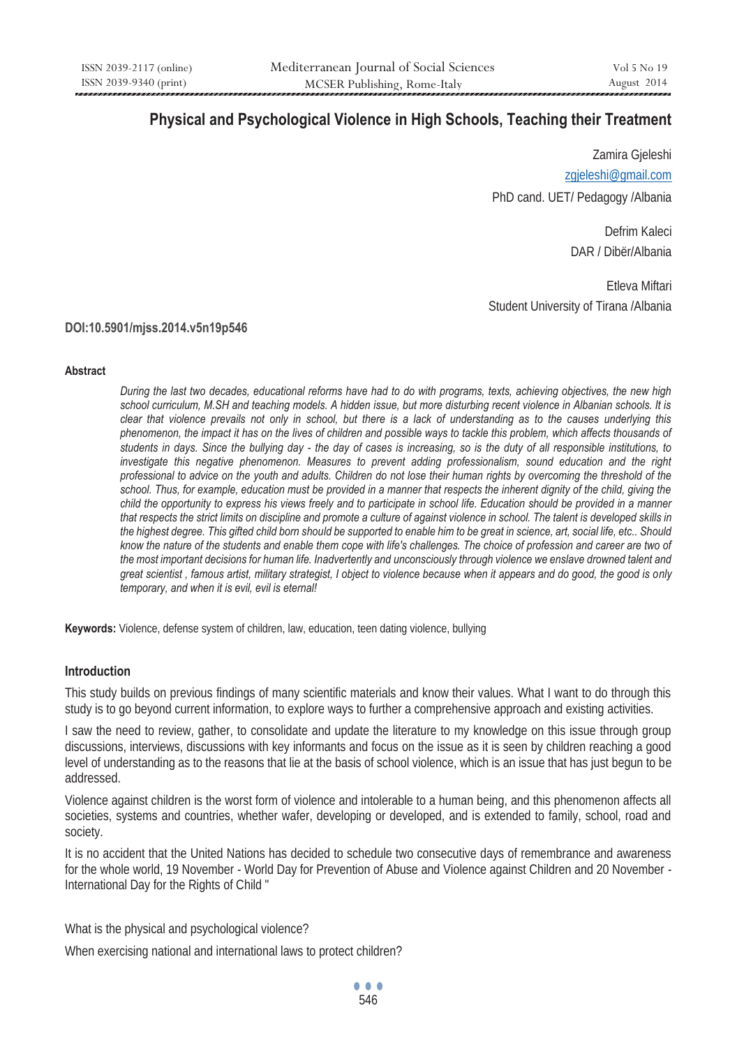# Physical and Psychological Violence in High Schools, Teaching their Treatment

Zamira Gjeleshi

zgjeleshi@gmail.com

PhD cand. UET/ Pedagogy /Albania

Defrim Kaleci

DAR / Dibër/Albania

Etleva Miftari

Student University of Tirana /Albania

**DOI:10.5901/mjss.2014.v5n19p546**

#### Abstract

*During the last two decades, educational reforms have had to do with programs, texts, achieving objectives, the new high school curriculum, M.SH and teaching models. A hidden issue, but more disturbing recent violence in Albanian schools. It is clear that violence prevails not only in school, but there is a lack of understanding as to the causes underlying this phenomenon, the impact it has on the lives of children and possible ways to tackle this problem, which affects thousands of students in days. Since the bullying day - the day of cases is increasing, so is the duty of all responsible institutions, to investigate this negative phenomenon. Measures to prevent adding professionalism, sound education and the right professional to advice on the youth and adults. Children do not lose their human rights by overcoming the threshold of the school. Thus, for example, education must be provided in a manner that respects the inherent dignity of the child, giving the child the opportunity to express his views freely and to participate in school life. Education should be provided in a manner that respects the strict limits on discipline and promote a culture of against violence in school. The talent is developed skills in the highest degree. This gifted child born should be supported to enable him to be great in science, art, social life, etc.. Should know the nature of the students and enable them cope with life's challenges. The choice of profession and career are two of the most important decisions for human life. Inadvertently and unconsciously through violence we enslave drowned talent and great scientist , famous artist, military strategist, I object to violence because when it appears and do good, the good is only temporary, and when it is evil, evil is eternal!*

**Keywords:** Violence, defense system of children, law, education, teen dating violence, bullying

## Introduction

This study builds on previous findings of many scientific materials and know their values. What I want to do through this study is to go beyond current information, to explore ways to further a comprehensive approach and existing activities.

I saw the need to review, gather, to consolidate and update the literature to my knowledge on this issue through group discussions, interviews, discussions with key informants and focus on the issue as it is seen by children reaching a good level of understanding as to the reasons that lie at the basis of school violence, which is an issue that has just begun to be addressed.

Violence against children is the worst form of violence and intolerable to a human being, and this phenomenon affects all societies, systems and countries, whether wafer, developing or developed, and is extended to family, school, road and society.

It is no accident that the United Nations has decided to schedule two consecutive days of remembrance and awareness for the whole world, 19 November - World Day for Prevention of Abuse and Violence against Children and 20 November - International Day for the Rights of Child "

What is the physical and psychological violence?

When exercising national and international laws to protect children?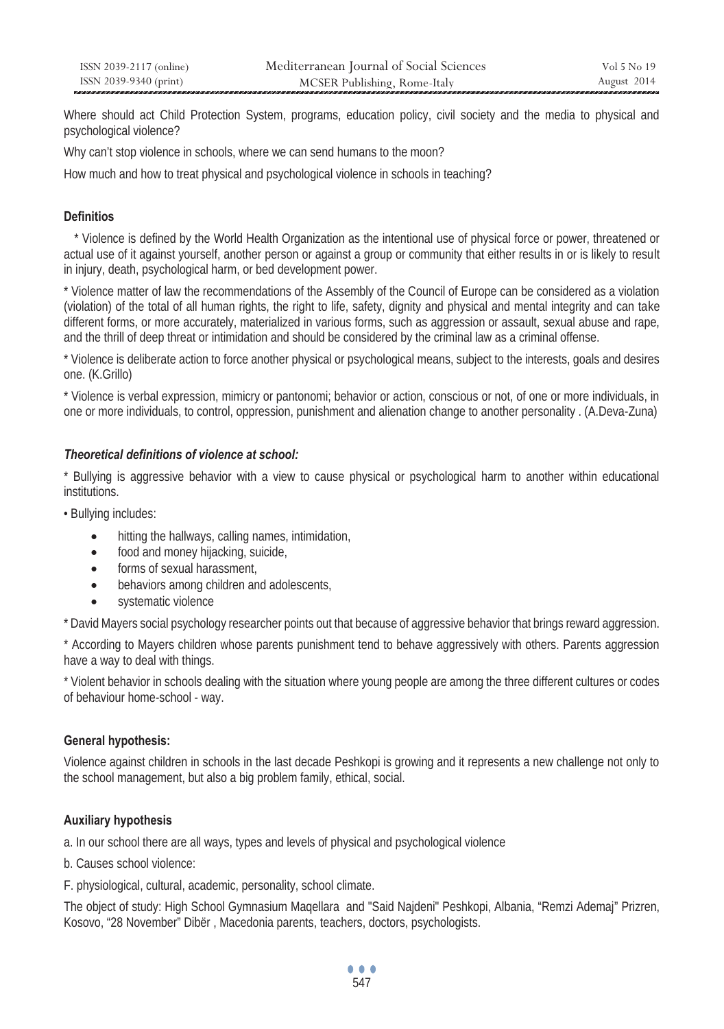Where should act Child Protection System, programs, education policy, civil society and the media to physical and psychological violence?

Why can't stop violence in schools, where we can send humans to the moon?

How much and how to treat physical and psychological violence in schools in teaching?

**Definitios**

\* Violence is defined by the World Health Organization as the intentional use of physical force or power, threatened or actual use of it against yourself, another person or against a group or community that either results in or is likely to result in injury, death, psychological harm, or bed development power.

\* Violence matter of law the recommendations of the Assembly of the Council of Europe can be considered as a violation (violation) of the total of all human rights, the right to life, safety, dignity and physical and mental integrity and can take different forms, or more accurately, materialized in various forms, such as aggression or assault, sexual abuse and rape, and the thrill of deep threat or intimidation and should be considered by the criminal law as a criminal offense.

\* Violence is deliberate action to force another physical or psychological means, subject to the interests, goals and desires one. (K.Grillo)

\* Violence is verbal expression, mimicry or pantonomi; behavior or action, conscious or not, of one or more individuals, in one or more individuals, to control, oppression, punishment and alienation change to another personality . (A.Deva-Zuna)

***Theoretical definitions of violence at school:***

\* Bullying is aggressive behavior with a view to cause physical or psychological harm to another within educational institutions.

• Bullying includes:

- hitting the hallways, calling names, intimidation,
- food and money hijacking, suicide,
- forms of sexual harassment,
- behaviors among children and adolescents,
- systematic violence

\* David Mayers social psychology researcher points out that because of aggressive behavior that brings reward aggression.

\* According to Mayers children whose parents punishment tend to behave aggressively with others. Parents aggression have a way to deal with things.

\* Violent behavior in schools dealing with the situation where young people are among the three different cultures or codes of behaviour home-school - way.

**General hypothesis:**

Violence against children in schools in the last decade Peshkopi is growing and it represents a new challenge not only to the school management, but also a big problem family, ethical, social.

**Auxiliary hypothesis**

a. In our school there are all ways, types and levels of physical and psychological violence

b. Causes school violence:

F. physiological, cultural, academic, personality, school climate.

The object of study: High School Gymnasium Maqellara and "Said Najdeni" Peshkopi, Albania, "Remzi Ademaj" Prizren, Kosovo, "28 November" Dibër , Macedonia parents, teachers, doctors, psychologists.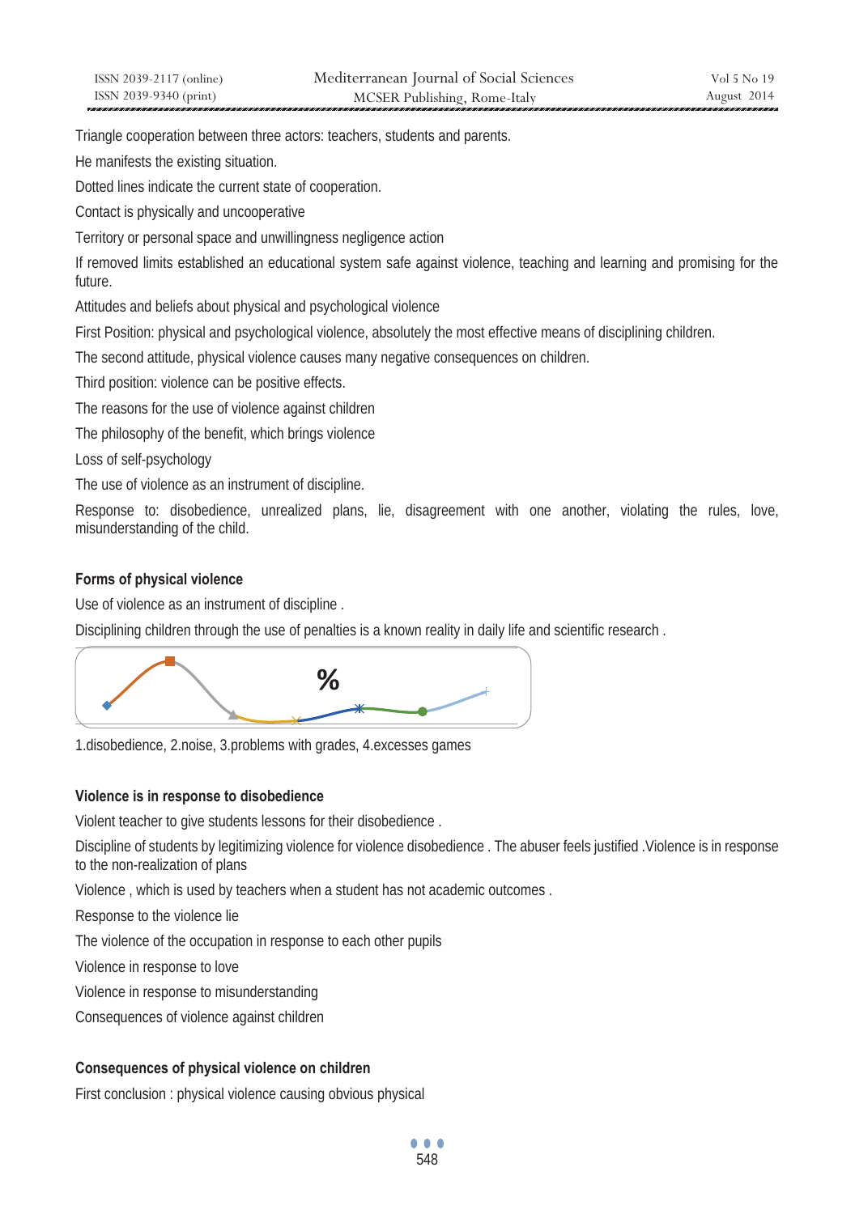Triangle cooperation between three actors: teachers, students and parents.

He manifests the existing situation.

Dotted lines indicate the current state of cooperation.

Contact is physically and uncooperative

Territory or personal space and unwillingness negligence action

If removed limits established an educational system safe against violence, teaching and learning and promising for the future.

Attitudes and beliefs about physical and psychological violence

First Position: physical and psychological violence, absolutely the most effective means of disciplining children.

The second attitude, physical violence causes many negative consequences on children.

Third position: violence can be positive effects.

The reasons for the use of violence against children

The philosophy of the benefit, which brings violence

Loss of self-psychology

The use of violence as an instrument of discipline.

Response to: disobedience, unrealized plans, lie, disagreement with one another, violating the rules, love, misunderstanding of the child.

#### Forms of physical violence

Use of violence as an instrument of discipline .

Disciplining children through the use of penalties is a known reality in daily life and scientific research .

%

1.disobedience, 2.noise, 3.problems with grades, 4.excesses games

#### Violence is in response to disobedience

Violent teacher to give students lessons for their disobedience .

Discipline of students by legitimizing violence for violence disobedience . The abuser feels justified .Violence is in response to the non-realization of plans

Violence , which is used by teachers when a student has not academic outcomes .

Response to the violence lie

The violence of the occupation in response to each other pupils

Violence in response to love

Violence in response to misunderstanding

Consequences of violence against children

#### Consequences of physical violence on children

First conclusion : physical violence causing obvious physical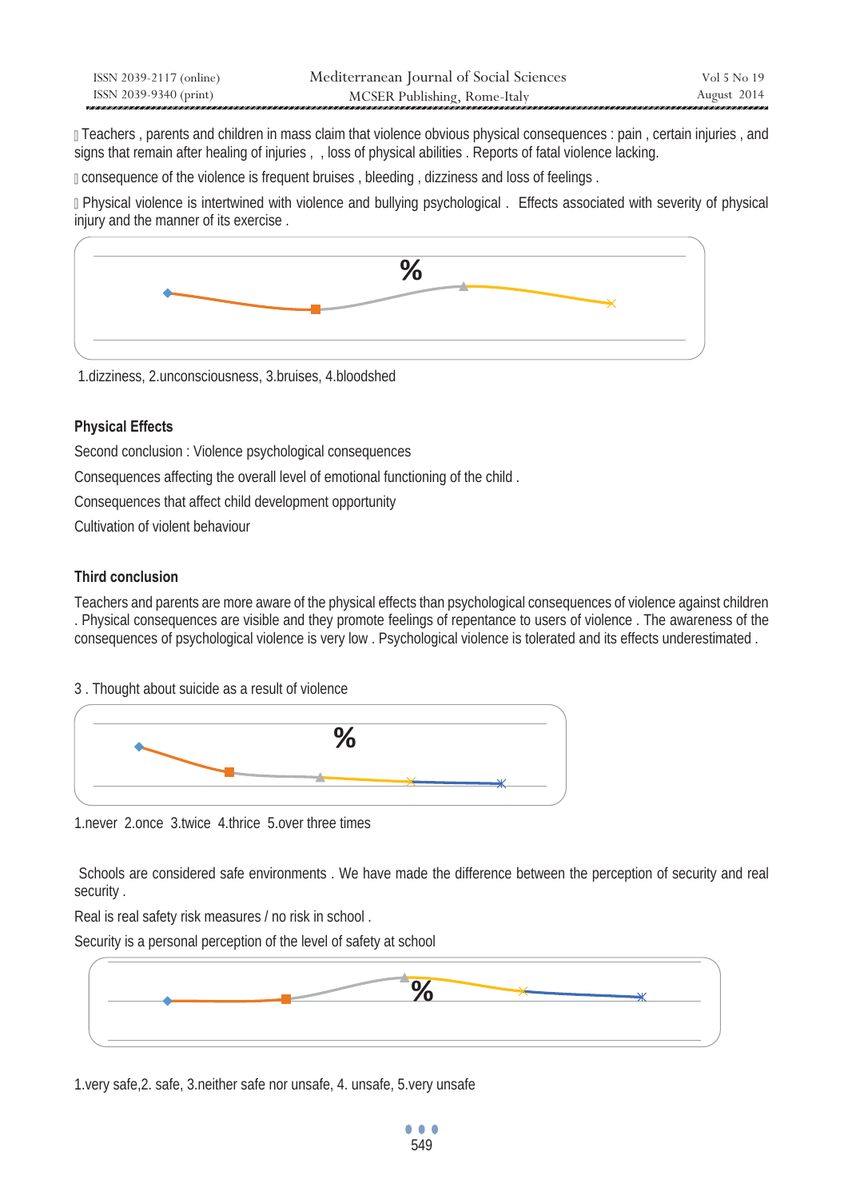- Teachers , parents and children in mass claim that violence obvious physical consequences : pain , certain injuries , and signs that remain after healing of injuries , , loss of physical abilities . Reports of fatal violence lacking.
- consequence of the violence is frequent bruises , bleeding , dizziness and loss of feelings .
- Physical violence is intertwined with violence and bullying psychological . Effects associated with severity of physical injury and the manner of its exercise .

%

1.dizziness, 2.unconsciousness, 3.bruises, 4.bloodshed

**Physical Effects**

Second conclusion : Violence psychological consequences

Consequences affecting the overall level of emotional functioning of the child .

Consequences that affect child development opportunity

Cultivation of violent behaviour

**Third conclusion**

Teachers and parents are more aware of the physical effects than psychological consequences of violence against children . Physical consequences are visible and they promote feelings of repentance to users of violence . The awareness of the consequences of psychological violence is very low . Psychological violence is tolerated and its effects underestimated .

3 . Thought about suicide as a result of violence

%

1.never 2.once 3.twice 4.thrice 5.over three times

Schools are considered safe environments . We have made the difference between the perception of security and real security .

Real is real safety risk measures / no risk in school .

Security is a personal perception of the level of safety at school

%

1.very safe,2. safe, 3.neither safe nor unsafe, 4. unsafe, 5.very unsafe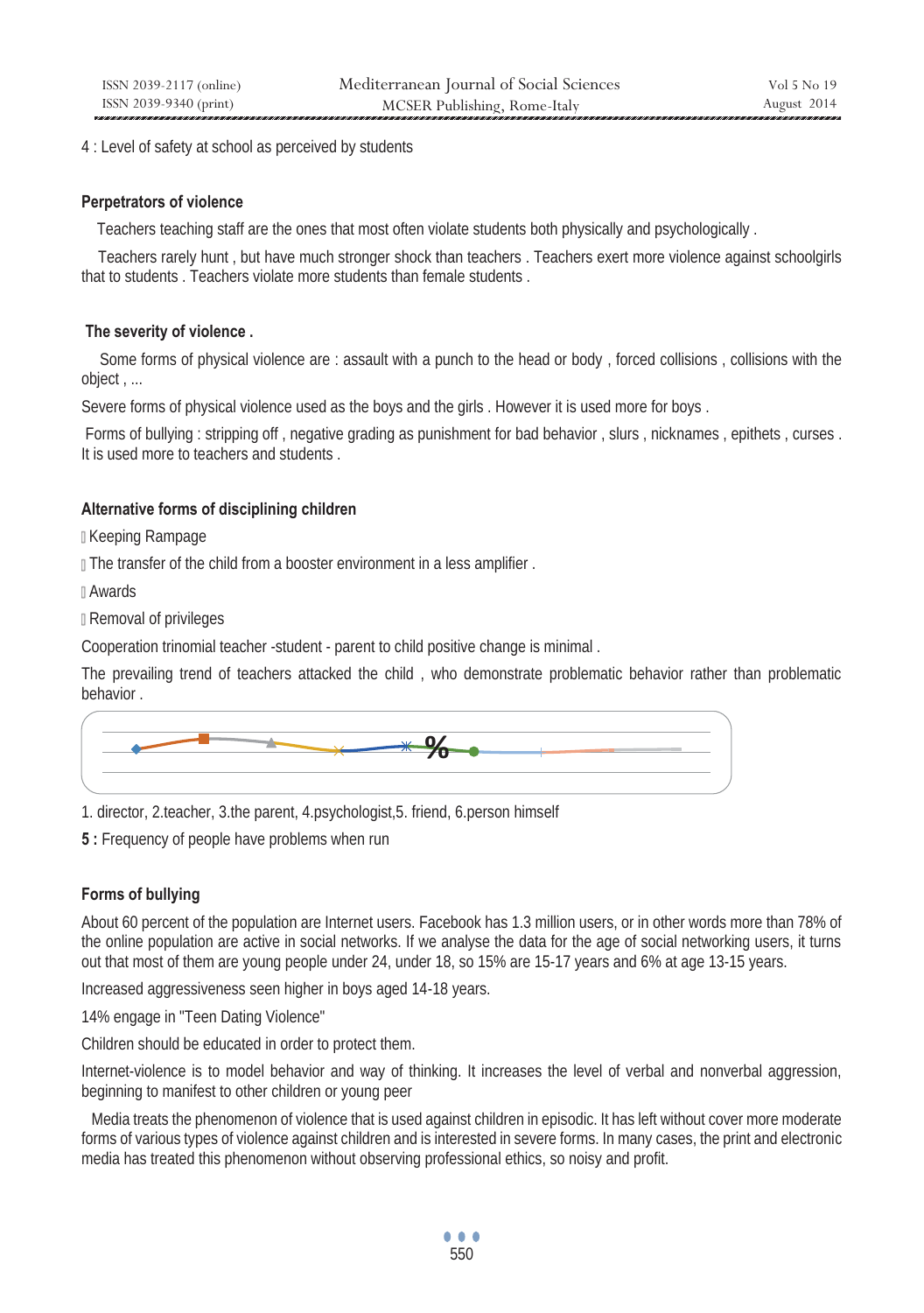4 : Level of safety at school as perceived by students

**Perpetrators of violence**

Teachers teaching staff are the ones that most often violate students both physically and psychologically .

Teachers rarely hunt , but have much stronger shock than teachers . Teachers exert more violence against schoolgirls that to students . Teachers violate more students than female students .

**The severity of violence .**

Some forms of physical violence are : assault with a punch to the head or body , forced collisions , collisions with the object , ...

Severe forms of physical violence used as the boys and the girls . However it is used more for boys .

Forms of bullying : stripping off , negative grading as punishment for bad behavior , slurs , nicknames , epithets , curses . It is used more to teachers and students .

**Alternative forms of disciplining children**

- Keeping Rampage
- The transfer of the child from a booster environment in a less amplifier .
- Awards
- Removal of privileges

Cooperation trinomial teacher -student - parent to child positive change is minimal .

The prevailing trend of teachers attacked the child , who demonstrate problematic behavior rather than problematic behavior .

%

1. director, 2.teacher, 3.the parent, 4.psychologist,5. friend, 6.person himself

**5 :** Frequency of people have problems when run

**Forms of bullying**

About 60 percent of the population are Internet users. Facebook has 1.3 million users, or in other words more than 78% of the online population are active in social networks. If we analyse the data for the age of social networking users, it turns out that most of them are young people under 24, under 18, so 15% are 15-17 years and 6% at age 13-15 years.

Increased aggressiveness seen higher in boys aged 14-18 years.

14% engage in "Teen Dating Violence"

Children should be educated in order to protect them.

Internet-violence is to model behavior and way of thinking. It increases the level of verbal and nonverbal aggression, beginning to manifest to other children or young peer

Media treats the phenomenon of violence that is used against children in episodic. It has left without cover more moderate forms of various types of violence against children and is interested in severe forms. In many cases, the print and electronic media has treated this phenomenon without observing professional ethics, so noisy and profit.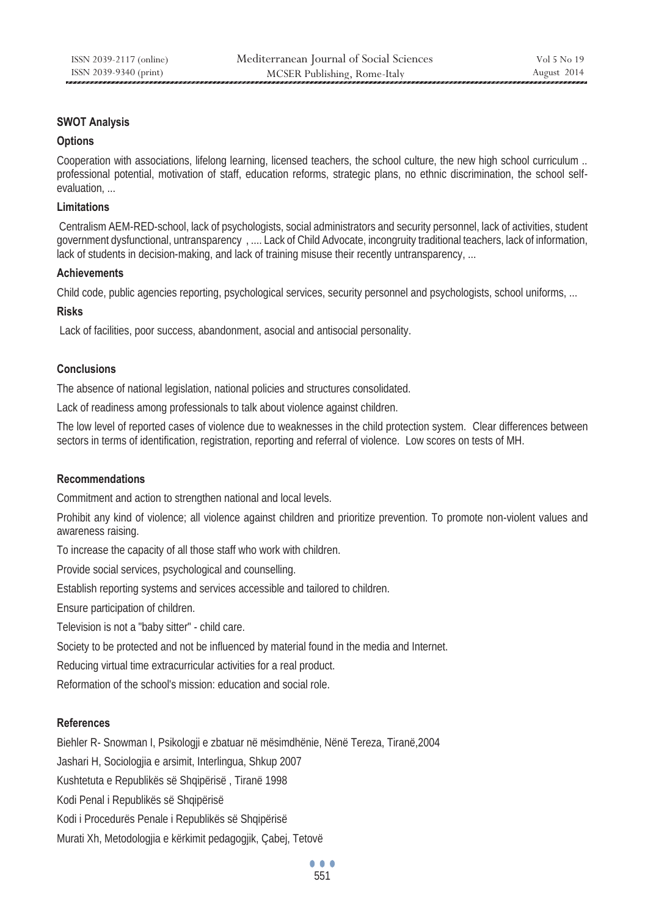### SWOT Analysis

#### Options

Cooperation with associations, lifelong learning, licensed teachers, the school culture, the new high school curriculum .. professional potential, motivation of staff, education reforms, strategic plans, no ethnic discrimination, the school self-evaluation, ...

#### Limitations

Centralism AEM-RED-school, lack of psychologists, social administrators and security personnel, lack of activities, student government dysfunctional, untransparency , .... Lack of Child Advocate, incongruity traditional teachers, lack of information, lack of students in decision-making, and lack of training misuse their recently untransparency, ...

#### Achievements

Child code, public agencies reporting, psychological services, security personnel and psychologists, school uniforms, ...

#### Risks

Lack of facilities, poor success, abandonment, asocial and antisocial personality.

### Conclusions

The absence of national legislation, national policies and structures consolidated.

Lack of readiness among professionals to talk about violence against children.

The low level of reported cases of violence due to weaknesses in the child protection system. Clear differences between sectors in terms of identification, registration, reporting and referral of violence. Low scores on tests of MH.

### Recommendations

Commitment and action to strengthen national and local levels.

Prohibit any kind of violence; all violence against children and prioritize prevention. To promote non-violent values and awareness raising.

To increase the capacity of all those staff who work with children.

Provide social services, psychological and counselling.

Establish reporting systems and services accessible and tailored to children.

Ensure participation of children.

Television is not a "baby sitter" - child care.

Society to be protected and not be influenced by material found in the media and Internet.

Reducing virtual time extracurricular activities for a real product.

Reformation of the school's mission: education and social role.

### References

Biehler R- Snowman I, Psikologji e zbatuar në mësimdhënie, Nënë Tereza, Tiranë,2004

Jashari H, Sociologjia e arsimit, Interlingua, Shkup 2007

Kushtetuta e Republikës së Shqipërisë , Tiranë 1998

Kodi Penal i Republikës së Shqipërisë

Kodi i Procedurës Penale i Republikës së Shqipërisë

Murati Xh, Metodologjia e kërkimit pedagogjik, Çabej, Tetovë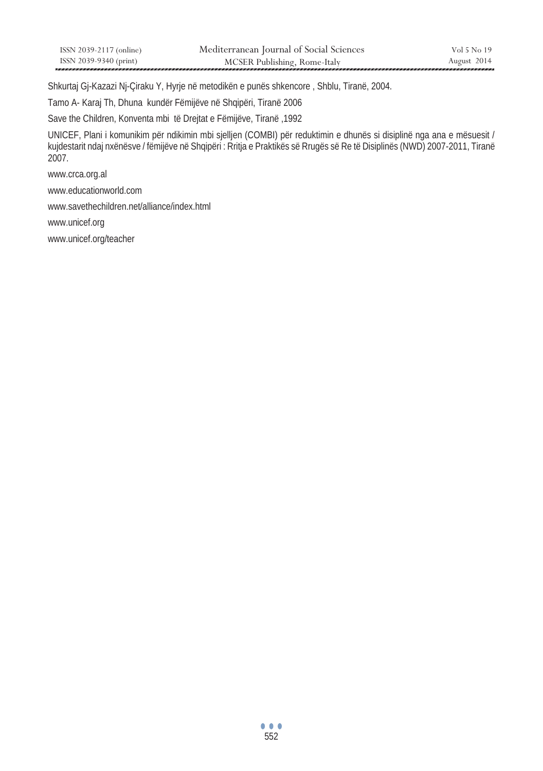Shkurtaj Gj-Kazazi Nj-Çiraku Y, Hyrje në metodikën e punës shkencore , Shblu, Tiranë, 2004.

Tamo A- Karaj Th, Dhuna kundër Fëmijëve në Shqipëri, Tiranë 2006

Save the Children, Konventa mbi të Drejtat e Fëmijëve, Tiranë ,1992

UNICEF, Plani i komunikim për ndikimin mbi sjelljen (COMBI) për reduktimin e dhunës si disiplinë nga ana e mësuesit / kujdestarit ndaj nxënësve / fëmijëve në Shqipëri : Rritja e Praktikës së Rrugës së Re të Disiplinës (NWD) 2007-2011, Tiranë 2007.

www.crca.org.al

www.educationworld.com

www.savethechildren.net/alliance/index.html

www.unicef.org

www.unicef.org/teacher